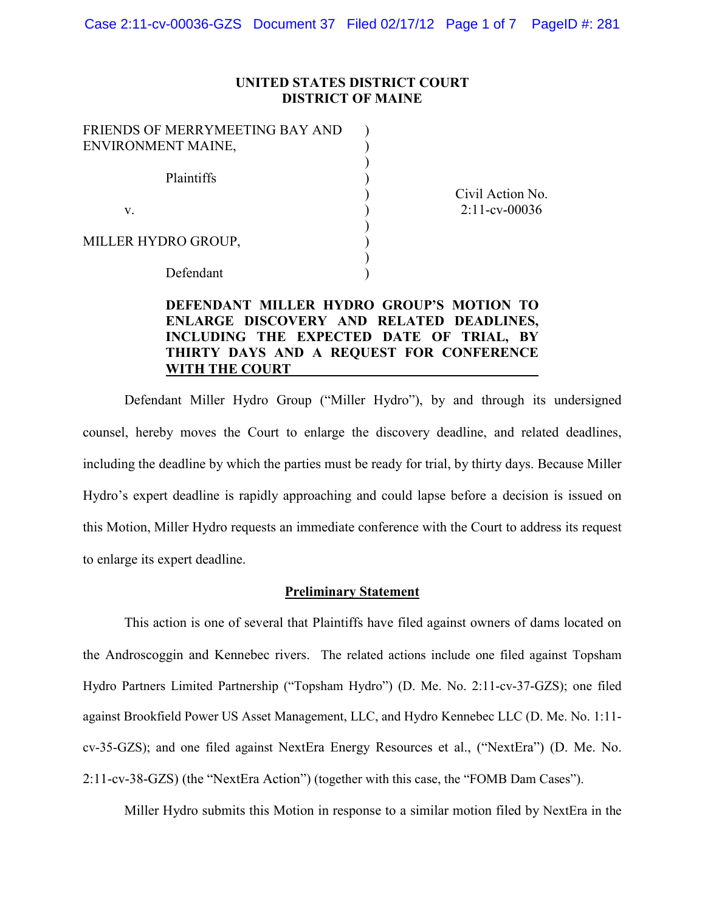**UNITED STATES DISTRICT COURT**
**DISTRICT OF MAINE**

| | |
|---|---|
| FRIENDS OF MERRYMEETING BAY AND ENVIRONMENT MAINE,<br><br>Plaintiffs<br><br>v.<br><br>MILLER HYDRO GROUP,<br><br>Defendant | Civil Action No. 2:11-cv-00036 |

**DEFENDANT MILLER HYDRO GROUP'S MOTION TO ENLARGE DISCOVERY AND RELATED DEADLINES, INCLUDING THE EXPECTED DATE OF TRIAL, BY THIRTY DAYS AND A REQUEST FOR CONFERENCE WITH THE COURT**

Defendant Miller Hydro Group ("Miller Hydro"), by and through its undersigned counsel, hereby moves the Court to enlarge the discovery deadline, and related deadlines, including the deadline by which the parties must be ready for trial, by thirty days. Because Miller Hydro's expert deadline is rapidly approaching and could lapse before a decision is issued on this Motion, Miller Hydro requests an immediate conference with the Court to address its request to enlarge its expert deadline.

## Preliminary Statement

This action is one of several that Plaintiffs have filed against owners of dams located on the Androscoggin and Kennebec rivers. The related actions include one filed against Topsham Hydro Partners Limited Partnership ("Topsham Hydro") (D. Me. No. 2:11-cv-37-GZS); one filed against Brookfield Power US Asset Management, LLC, and Hydro Kennebec LLC (D. Me. No. 1:11-cv-35-GZS); and one filed against NextEra Energy Resources et al., ("NextEra") (D. Me. No. 2:11-cv-38-GZS) (the "NextEra Action") (together with this case, the "FOMB Dam Cases").

Miller Hydro submits this Motion in response to a similar motion filed by NextEra in the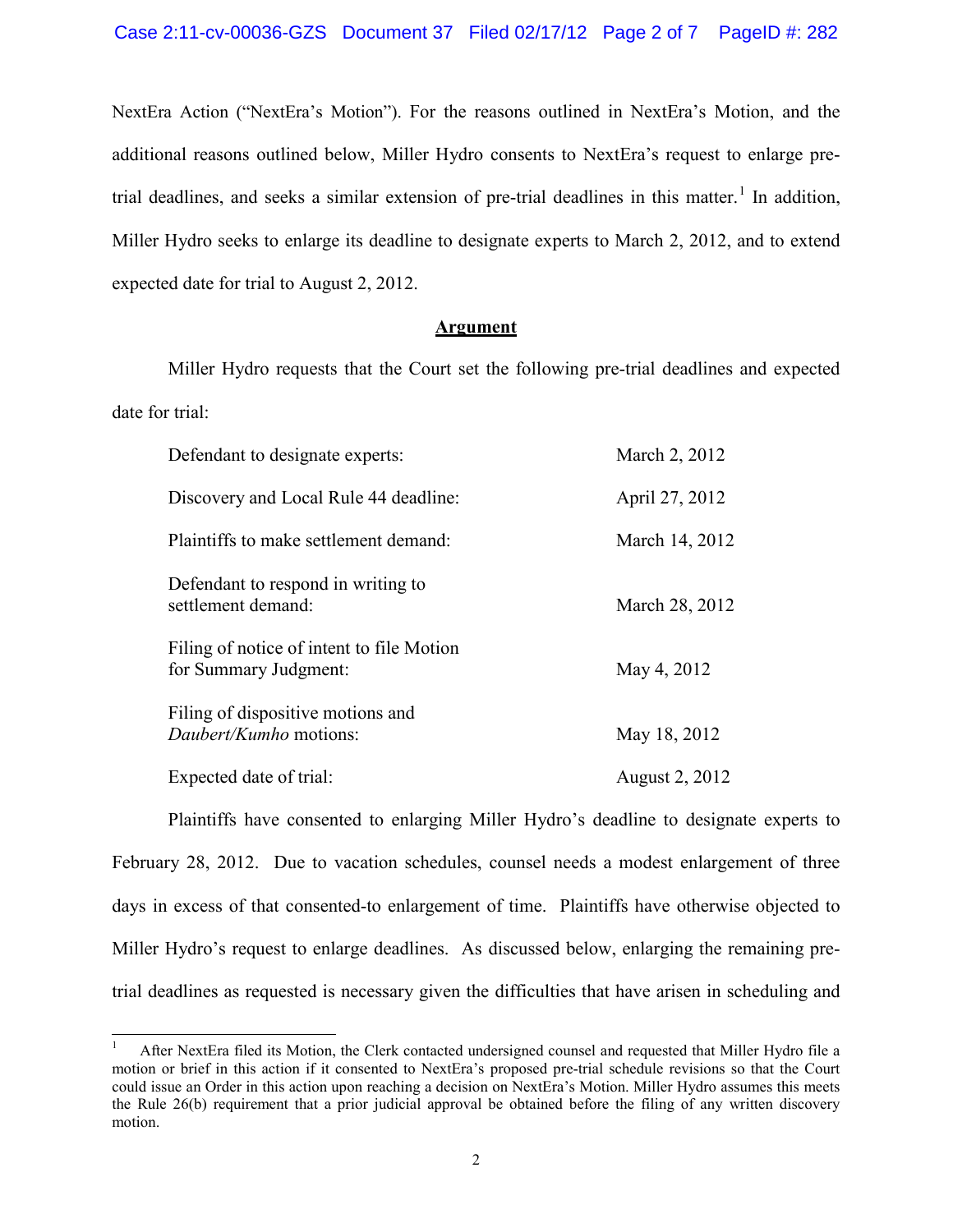NextEra Action ("NextEra's Motion"). For the reasons outlined in NextEra's Motion, and the additional reasons outlined below, Miller Hydro consents to NextEra's request to enlarge pre-trial deadlines, and seeks a similar extension of pre-trial deadlines in this matter.[1] In addition, Miller Hydro seeks to enlarge its deadline to designate experts to March 2, 2012, and to extend expected date for trial to August 2, 2012.

## Argument

Miller Hydro requests that the Court set the following pre-trial deadlines and expected date for trial:

| | |
|---|---|
| Defendant to designate experts: | March 2, 2012 |
| Discovery and Local Rule 44 deadline: | April 27, 2012 |
| Plaintiffs to make settlement demand: | March 14, 2012 |
| Defendant to respond in writing to settlement demand: | March 28, 2012 |
| Filing of notice of intent to file Motion for Summary Judgment: | May 4, 2012 |
| Filing of dispositive motions and *Daubert/Kumho* motions: | May 18, 2012 |
| Expected date of trial: | August 2, 2012 |

Plaintiffs have consented to enlarging Miller Hydro's deadline to designate experts to February 28, 2012. Due to vacation schedules, counsel needs a modest enlargement of three days in excess of that consented-to enlargement of time. Plaintiffs have otherwise objected to Miller Hydro's request to enlarge deadlines. As discussed below, enlarging the remaining pre-trial deadlines as requested is necessary given the difficulties that have arisen in scheduling and

---

[1] After NextEra filed its Motion, the Clerk contacted undersigned counsel and requested that Miller Hydro file a motion or brief in this action if it consented to NextEra's proposed pre-trial schedule revisions so that the Court could issue an Order in this action upon reaching a decision on NextEra's Motion. Miller Hydro assumes this meets the Rule 26(b) requirement that a prior judicial approval be obtained before the filing of any written discovery motion.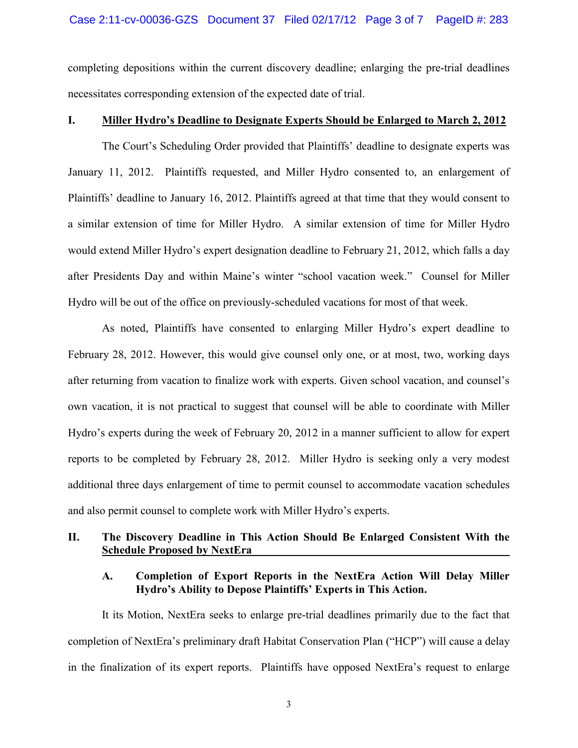completing depositions within the current discovery deadline; enlarging the pre-trial deadlines necessitates corresponding extension of the expected date of trial.

## I. Miller Hydro's Deadline to Designate Experts Should be Enlarged to March 2, 2012

The Court's Scheduling Order provided that Plaintiffs' deadline to designate experts was January 11, 2012. Plaintiffs requested, and Miller Hydro consented to, an enlargement of Plaintiffs' deadline to January 16, 2012. Plaintiffs agreed at that time that they would consent to a similar extension of time for Miller Hydro. A similar extension of time for Miller Hydro would extend Miller Hydro's expert designation deadline to February 21, 2012, which falls a day after Presidents Day and within Maine's winter "school vacation week." Counsel for Miller Hydro will be out of the office on previously-scheduled vacations for most of that week.

As noted, Plaintiffs have consented to enlarging Miller Hydro's expert deadline to February 28, 2012. However, this would give counsel only one, or at most, two, working days after returning from vacation to finalize work with experts. Given school vacation, and counsel's own vacation, it is not practical to suggest that counsel will be able to coordinate with Miller Hydro's experts during the week of February 20, 2012 in a manner sufficient to allow for expert reports to be completed by February 28, 2012. Miller Hydro is seeking only a very modest additional three days enlargement of time to permit counsel to accommodate vacation schedules and also permit counsel to complete work with Miller Hydro's experts.

## II. The Discovery Deadline in This Action Should Be Enlarged Consistent With the Schedule Proposed by NextEra

### A. Completion of Export Reports in the NextEra Action Will Delay Miller Hydro's Ability to Depose Plaintiffs' Experts in This Action.

It its Motion, NextEra seeks to enlarge pre-trial deadlines primarily due to the fact that completion of NextEra's preliminary draft Habitat Conservation Plan ("HCP") will cause a delay in the finalization of its expert reports. Plaintiffs have opposed NextEra's request to enlarge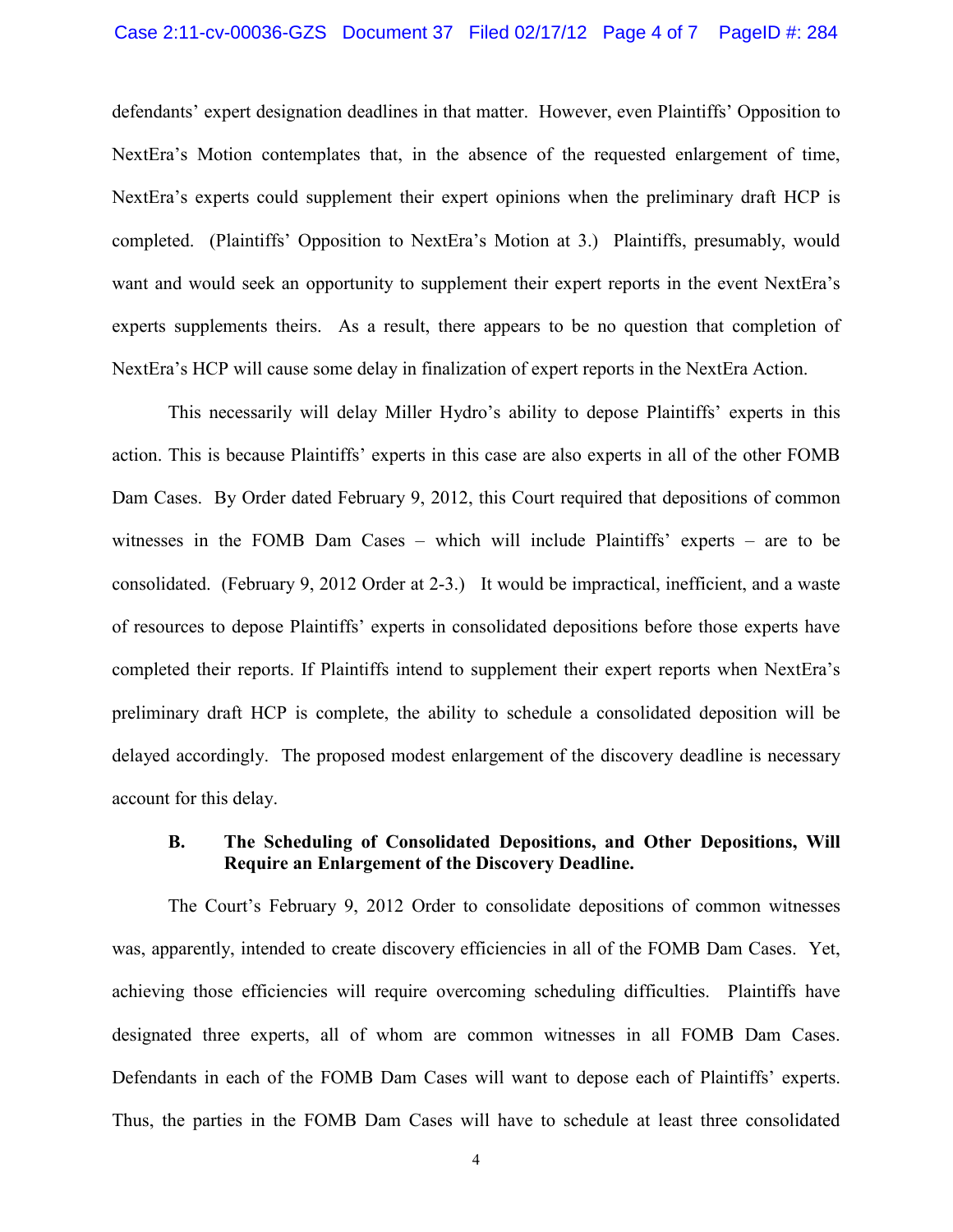defendants' expert designation deadlines in that matter. However, even Plaintiffs' Opposition to NextEra's Motion contemplates that, in the absence of the requested enlargement of time, NextEra's experts could supplement their expert opinions when the preliminary draft HCP is completed. (Plaintiffs' Opposition to NextEra's Motion at 3.) Plaintiffs, presumably, would want and would seek an opportunity to supplement their expert reports in the event NextEra's experts supplements theirs. As a result, there appears to be no question that completion of NextEra's HCP will cause some delay in finalization of expert reports in the NextEra Action.

This necessarily will delay Miller Hydro's ability to depose Plaintiffs' experts in this action. This is because Plaintiffs' experts in this case are also experts in all of the other FOMB Dam Cases. By Order dated February 9, 2012, this Court required that depositions of common witnesses in the FOMB Dam Cases – which will include Plaintiffs' experts – are to be consolidated. (February 9, 2012 Order at 2-3.) It would be impractical, inefficient, and a waste of resources to depose Plaintiffs' experts in consolidated depositions before those experts have completed their reports. If Plaintiffs intend to supplement their expert reports when NextEra's preliminary draft HCP is complete, the ability to schedule a consolidated deposition will be delayed accordingly. The proposed modest enlargement of the discovery deadline is necessary account for this delay.

### B. The Scheduling of Consolidated Depositions, and Other Depositions, Will Require an Enlargement of the Discovery Deadline.

The Court's February 9, 2012 Order to consolidate depositions of common witnesses was, apparently, intended to create discovery efficiencies in all of the FOMB Dam Cases. Yet, achieving those efficiencies will require overcoming scheduling difficulties. Plaintiffs have designated three experts, all of whom are common witnesses in all FOMB Dam Cases. Defendants in each of the FOMB Dam Cases will want to depose each of Plaintiffs' experts. Thus, the parties in the FOMB Dam Cases will have to schedule at least three consolidated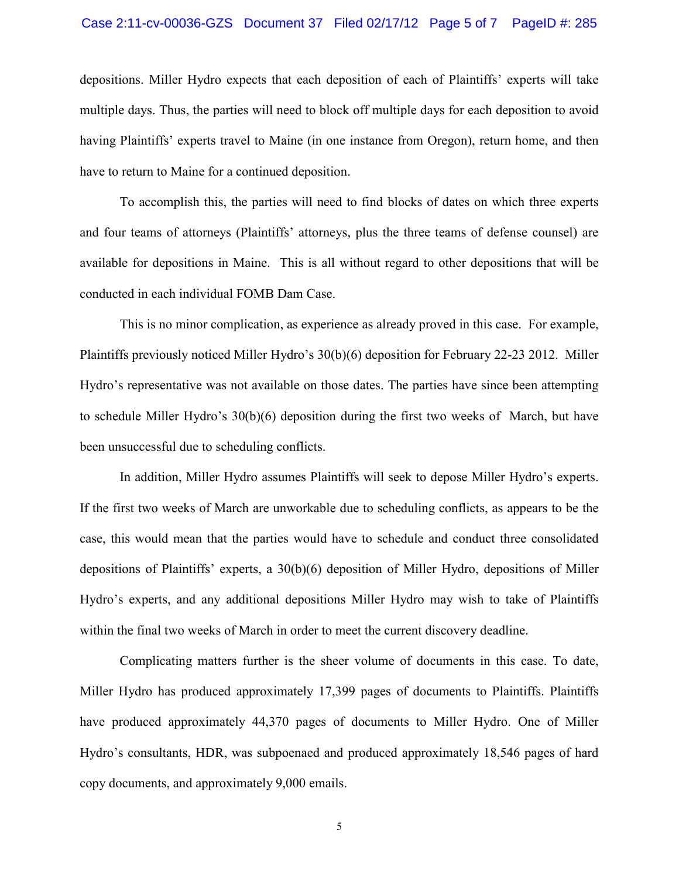depositions. Miller Hydro expects that each deposition of each of Plaintiffs' experts will take multiple days. Thus, the parties will need to block off multiple days for each deposition to avoid having Plaintiffs' experts travel to Maine (in one instance from Oregon), return home, and then have to return to Maine for a continued deposition.

To accomplish this, the parties will need to find blocks of dates on which three experts and four teams of attorneys (Plaintiffs' attorneys, plus the three teams of defense counsel) are available for depositions in Maine. This is all without regard to other depositions that will be conducted in each individual FOMB Dam Case.

This is no minor complication, as experience as already proved in this case. For example, Plaintiffs previously noticed Miller Hydro's 30(b)(6) deposition for February 22-23 2012. Miller Hydro's representative was not available on those dates. The parties have since been attempting to schedule Miller Hydro's 30(b)(6) deposition during the first two weeks of March, but have been unsuccessful due to scheduling conflicts.

In addition, Miller Hydro assumes Plaintiffs will seek to depose Miller Hydro's experts. If the first two weeks of March are unworkable due to scheduling conflicts, as appears to be the case, this would mean that the parties would have to schedule and conduct three consolidated depositions of Plaintiffs' experts, a 30(b)(6) deposition of Miller Hydro, depositions of Miller Hydro's experts, and any additional depositions Miller Hydro may wish to take of Plaintiffs within the final two weeks of March in order to meet the current discovery deadline.

Complicating matters further is the sheer volume of documents in this case. To date, Miller Hydro has produced approximately 17,399 pages of documents to Plaintiffs. Plaintiffs have produced approximately 44,370 pages of documents to Miller Hydro. One of Miller Hydro's consultants, HDR, was subpoenaed and produced approximately 18,546 pages of hard copy documents, and approximately 9,000 emails.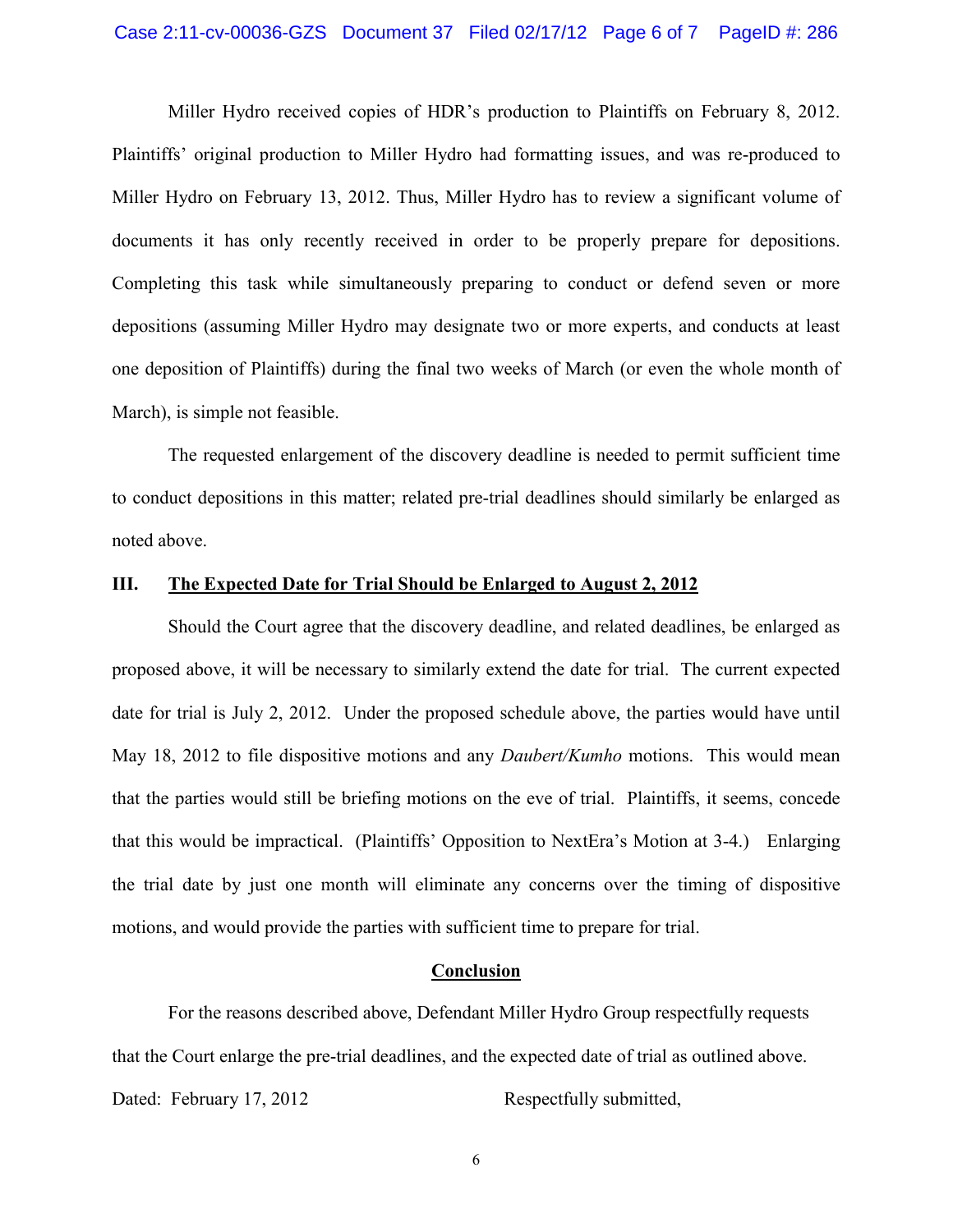Miller Hydro received copies of HDR's production to Plaintiffs on February 8, 2012. Plaintiffs' original production to Miller Hydro had formatting issues, and was re-produced to Miller Hydro on February 13, 2012. Thus, Miller Hydro has to review a significant volume of documents it has only recently received in order to be properly prepare for depositions. Completing this task while simultaneously preparing to conduct or defend seven or more depositions (assuming Miller Hydro may designate two or more experts, and conducts at least one deposition of Plaintiffs) during the final two weeks of March (or even the whole month of March), is simple not feasible.

The requested enlargement of the discovery deadline is needed to permit sufficient time to conduct depositions in this matter; related pre-trial deadlines should similarly be enlarged as noted above.

## III. <u>The Expected Date for Trial Should be Enlarged to August 2, 2012</u>

Should the Court agree that the discovery deadline, and related deadlines, be enlarged as proposed above, it will be necessary to similarly extend the date for trial. The current expected date for trial is July 2, 2012. Under the proposed schedule above, the parties would have until May 18, 2012 to file dispositive motions and any *Daubert/Kumho* motions. This would mean that the parties would still be briefing motions on the eve of trial. Plaintiffs, it seems, concede that this would be impractical. (Plaintiffs' Opposition to NextEra's Motion at 3-4.) Enlarging the trial date by just one month will eliminate any concerns over the timing of dispositive motions, and would provide the parties with sufficient time to prepare for trial.

## <u>Conclusion</u>

For the reasons described above, Defendant Miller Hydro Group respectfully requests that the Court enlarge the pre-trial deadlines, and the expected date of trial as outlined above.

Dated: February 17, 2012 Respectfully submitted,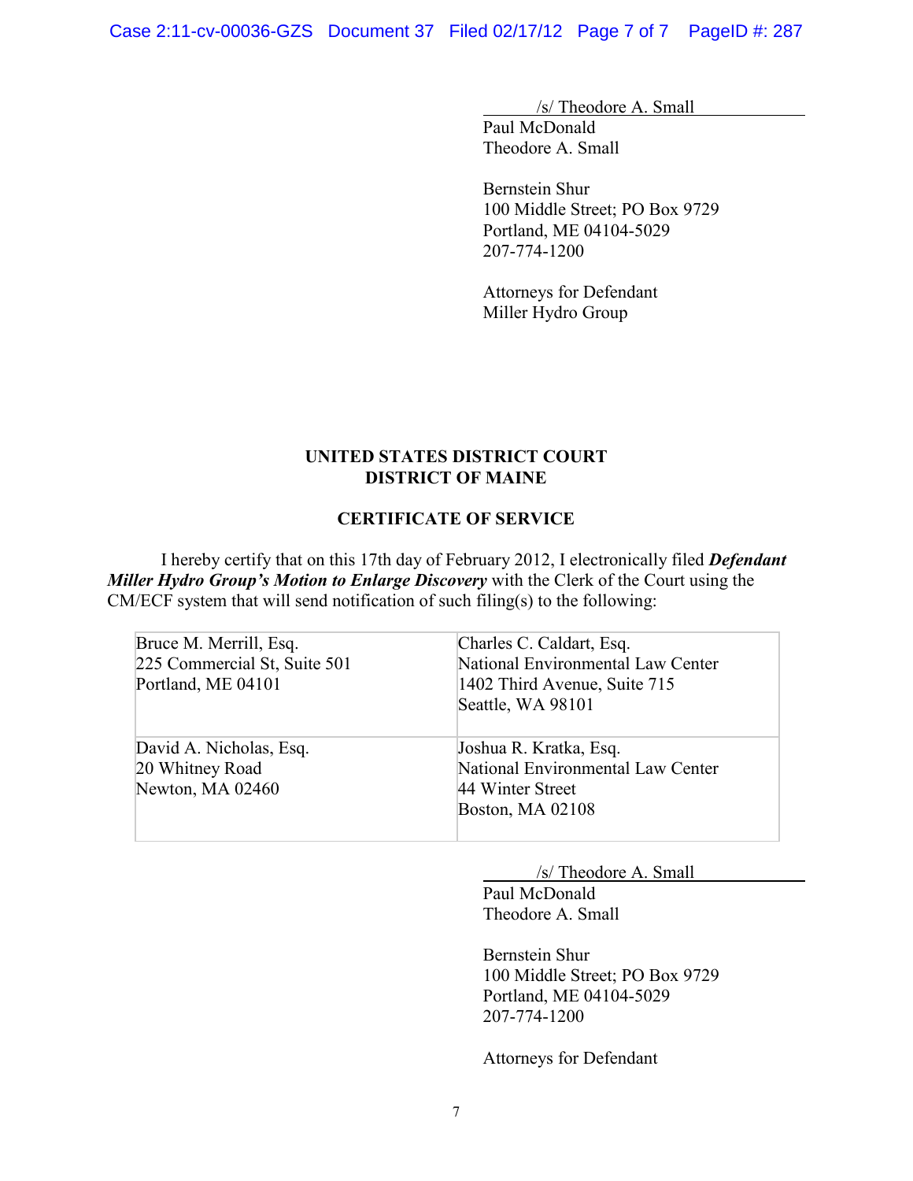/s/ Theodore A. Small
Paul McDonald
Theodore A. Small

Bernstein Shur
100 Middle Street; PO Box 9729
Portland, ME 04104-5029
207-774-1200

Attorneys for Defendant
Miller Hydro Group

**UNITED STATES DISTRICT COURT**
**DISTRICT OF MAINE**

**CERTIFICATE OF SERVICE**

I hereby certify that on this 17th day of February 2012, I electronically filed ***Defendant Miller Hydro Group's Motion to Enlarge Discovery*** with the Clerk of the Court using the CM/ECF system that will send notification of such filing(s) to the following:

| | |
|---|---|
| Bruce M. Merrill, Esq.<br>225 Commercial St, Suite 501<br>Portland, ME 04101 | Charles C. Caldart, Esq.<br>National Environmental Law Center<br>1402 Third Avenue, Suite 715<br>Seattle, WA 98101 |
| David A. Nicholas, Esq.<br>20 Whitney Road<br>Newton, MA 02460 | Joshua R. Kratka, Esq.<br>National Environmental Law Center<br>44 Winter Street<br>Boston, MA 02108 |

/s/ Theodore A. Small
Paul McDonald
Theodore A. Small

Bernstein Shur
100 Middle Street; PO Box 9729
Portland, ME 04104-5029
207-774-1200

Attorneys for Defendant